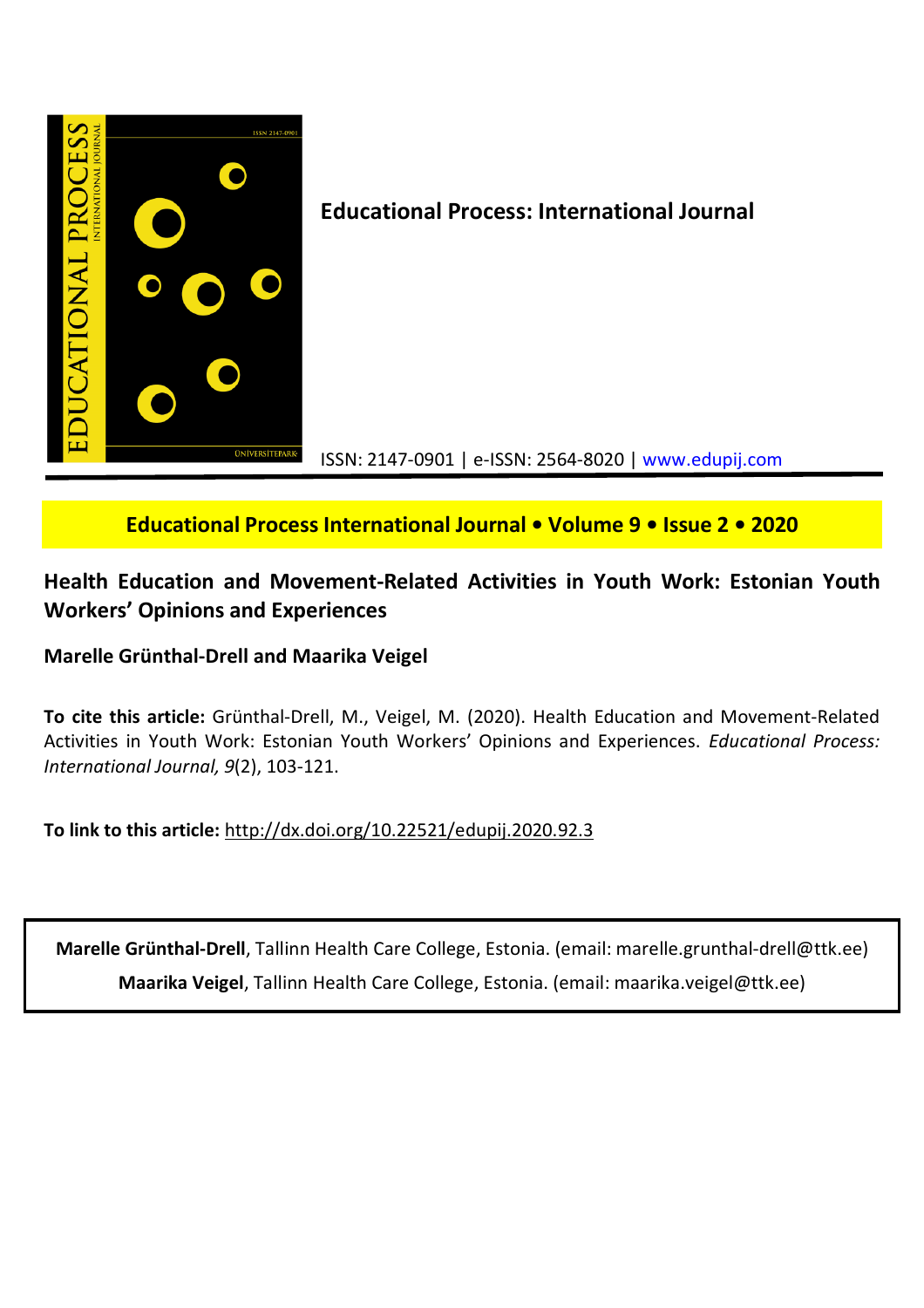**Educational Process: International Journal**

ISSN: 2147-0901 | e-ISSN: 2564-8020 | www.edupij.com

**Educational Process International Journal • Volume 9 • Issue 2 • 2020**

# Health Education and Movement-Related Activities in Youth Work: Estonian Youth Workers' Opinions and Experiences

**Marelle Grünthal-Drell and Maarika Veigel**

**To cite this article:** Grünthal-Drell, M., Veigel, M. (2020). Health Education and Movement-Related Activities in Youth Work: Estonian Youth Workers' Opinions and Experiences. *Educational Process: International Journal, 9*(2), 103-121.

**To link to this article:** http://dx.doi.org/10.22521/edupij.2020.92.3

**Marelle Grünthal-Drell**, Tallinn Health Care College, Estonia. (email: marelle.grunthal-drell@ttk.ee)

**Maarika Veigel**, Tallinn Health Care College, Estonia. (email: maarika.veigel@ttk.ee)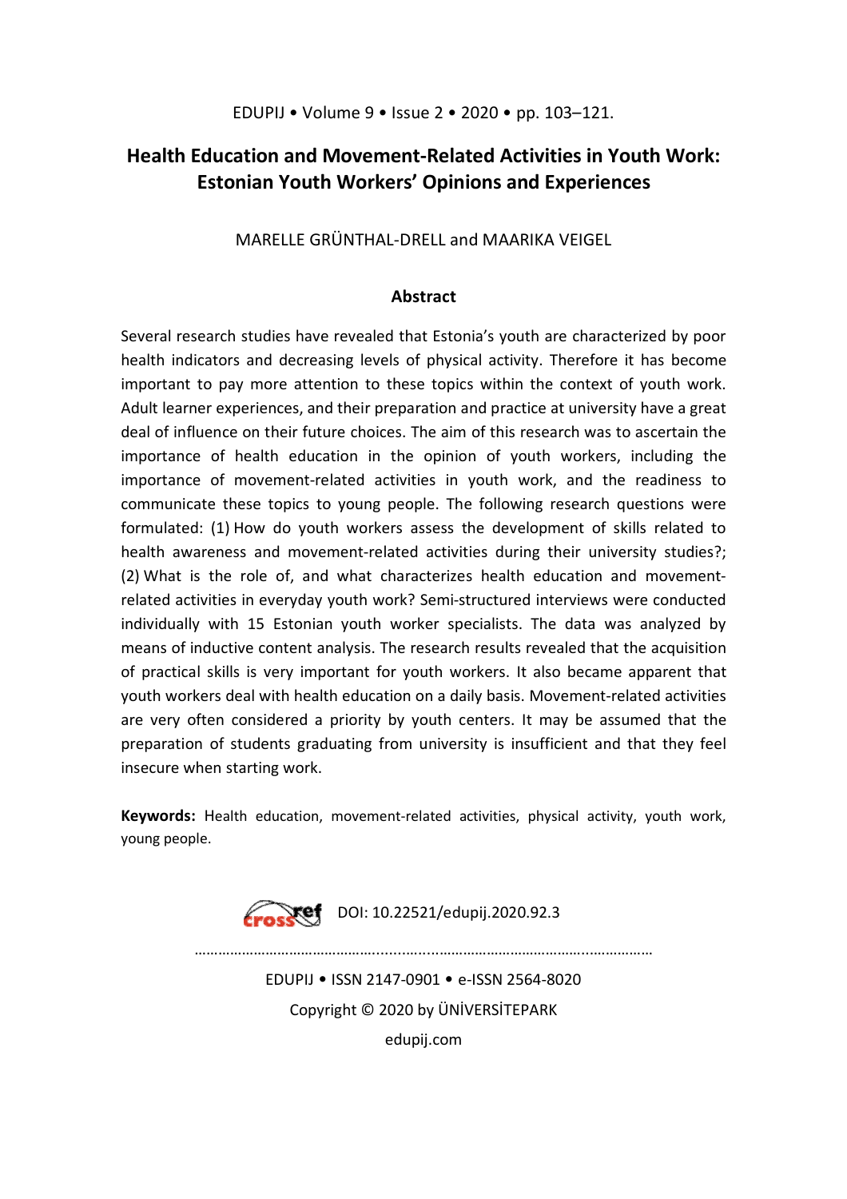# Health Education and Movement-Related Activities in Youth Work: Estonian Youth Workers' Opinions and Experiences

MARELLE GRÜNTHAL-DRELL and MAARIKA VEIGEL

## Abstract

Several research studies have revealed that Estonia's youth are characterized by poor health indicators and decreasing levels of physical activity. Therefore it has become important to pay more attention to these topics within the context of youth work. Adult learner experiences, and their preparation and practice at university have a great deal of influence on their future choices. The aim of this research was to ascertain the importance of health education in the opinion of youth workers, including the importance of movement-related activities in youth work, and the readiness to communicate these topics to young people. The following research questions were formulated: (1) How do youth workers assess the development of skills related to health awareness and movement-related activities during their university studies?; (2) What is the role of, and what characterizes health education and movement-related activities in everyday youth work? Semi-structured interviews were conducted individually with 15 Estonian youth worker specialists. The data was analyzed by means of inductive content analysis. The research results revealed that the acquisition of practical skills is very important for youth workers. It also became apparent that youth workers deal with health education on a daily basis. Movement-related activities are very often considered a priority by youth centers. It may be assumed that the preparation of students graduating from university is insufficient and that they feel insecure when starting work.

**Keywords:** Health education, movement-related activities, physical activity, youth work, young people.

DOI: 10.22521/edupij.2020.92.3

EDUPIJ • ISSN 2147-0901 • e-ISSN 2564-8020

Copyright © 2020 by ÜNİVERSİTEPARK

edupij.com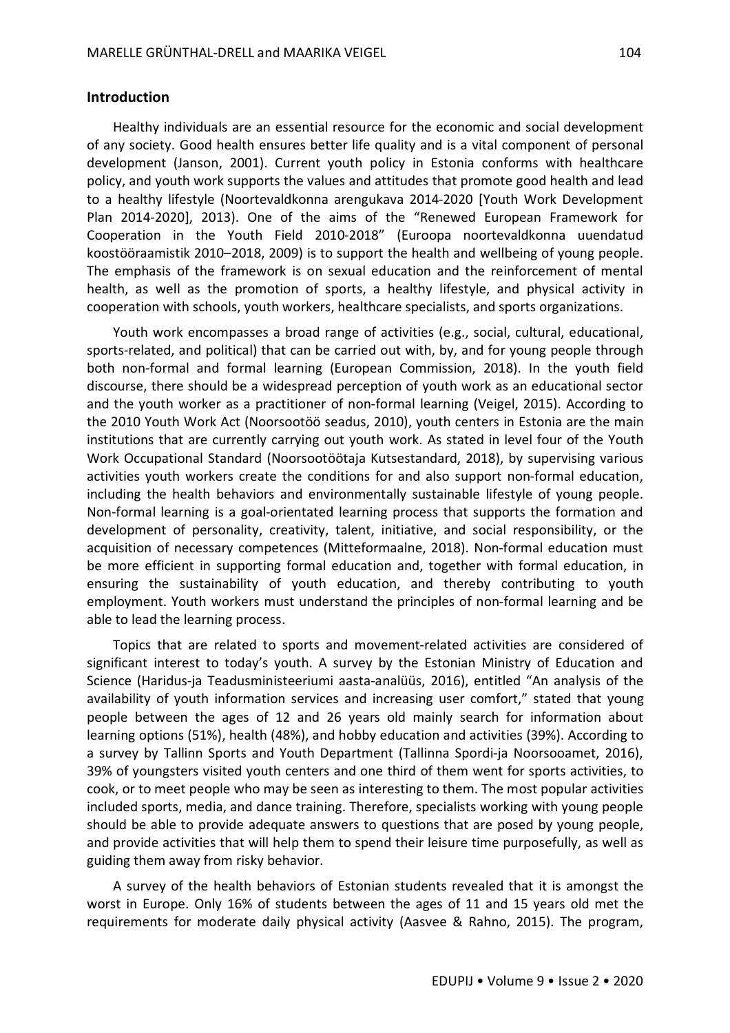## Introduction

Healthy individuals are an essential resource for the economic and social development of any society. Good health ensures better life quality and is a vital component of personal development (Janson, 2001). Current youth policy in Estonia conforms with healthcare policy, and youth work supports the values and attitudes that promote good health and lead to a healthy lifestyle (Noortevaldkonna arengukava 2014-2020 [Youth Work Development Plan 2014-2020], 2013). One of the aims of the "Renewed European Framework for Cooperation in the Youth Field 2010-2018" (Euroopa noortevaldkonna uuendatud koostööraamistik 2010–2018, 2009) is to support the health and wellbeing of young people. The emphasis of the framework is on sexual education and the reinforcement of mental health, as well as the promotion of sports, a healthy lifestyle, and physical activity in cooperation with schools, youth workers, healthcare specialists, and sports organizations.

Youth work encompasses a broad range of activities (e.g., social, cultural, educational, sports-related, and political) that can be carried out with, by, and for young people through both non-formal and formal learning (European Commission, 2018). In the youth field discourse, there should be a widespread perception of youth work as an educational sector and the youth worker as a practitioner of non-formal learning (Veigel, 2015). According to the 2010 Youth Work Act (Noorsootöö seadus, 2010), youth centers in Estonia are the main institutions that are currently carrying out youth work. As stated in level four of the Youth Work Occupational Standard (Noorsootöötaja Kutsestandard, 2018), by supervising various activities youth workers create the conditions for and also support non-formal education, including the health behaviors and environmentally sustainable lifestyle of young people. Non-formal learning is a goal-orientated learning process that supports the formation and development of personality, creativity, talent, initiative, and social responsibility, or the acquisition of necessary competences (Mitteformaalne, 2018). Non-formal education must be more efficient in supporting formal education and, together with formal education, in ensuring the sustainability of youth education, and thereby contributing to youth employment. Youth workers must understand the principles of non-formal learning and be able to lead the learning process.

Topics that are related to sports and movement-related activities are considered of significant interest to today's youth. A survey by the Estonian Ministry of Education and Science (Haridus-ja Teadusministeeriumi aasta-analüüs, 2016), entitled "An analysis of the availability of youth information services and increasing user comfort," stated that young people between the ages of 12 and 26 years old mainly search for information about learning options (51%), health (48%), and hobby education and activities (39%). According to a survey by Tallinn Sports and Youth Department (Tallinna Spordi-ja Noorsooamet, 2016), 39% of youngsters visited youth centers and one third of them went for sports activities, to cook, or to meet people who may be seen as interesting to them. The most popular activities included sports, media, and dance training. Therefore, specialists working with young people should be able to provide adequate answers to questions that are posed by young people, and provide activities that will help them to spend their leisure time purposefully, as well as guiding them away from risky behavior.

A survey of the health behaviors of Estonian students revealed that it is amongst the worst in Europe. Only 16% of students between the ages of 11 and 15 years old met the requirements for moderate daily physical activity (Aasvee & Rahno, 2015). The program,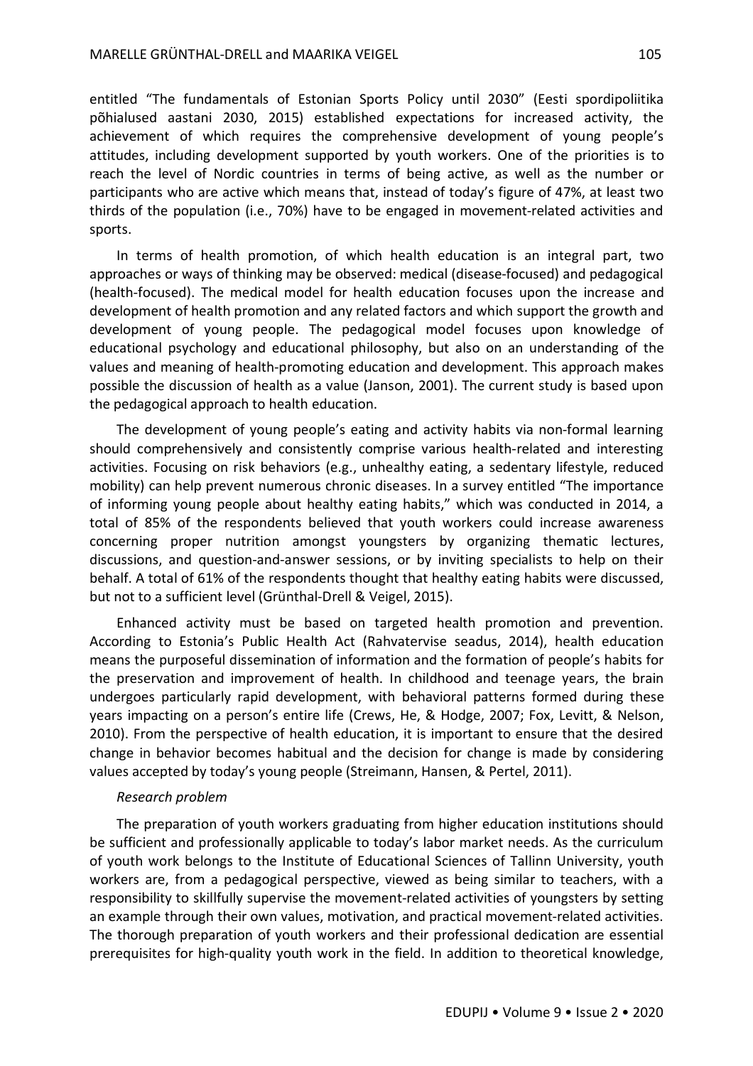entitled "The fundamentals of Estonian Sports Policy until 2030" (Eesti spordipoliitika põhialused aastani 2030, 2015) established expectations for increased activity, the achievement of which requires the comprehensive development of young people's attitudes, including development supported by youth workers. One of the priorities is to reach the level of Nordic countries in terms of being active, as well as the number or participants who are active which means that, instead of today's figure of 47%, at least two thirds of the population (i.e., 70%) have to be engaged in movement-related activities and sports.

In terms of health promotion, of which health education is an integral part, two approaches or ways of thinking may be observed: medical (disease-focused) and pedagogical (health-focused). The medical model for health education focuses upon the increase and development of health promotion and any related factors and which support the growth and development of young people. The pedagogical model focuses upon knowledge of educational psychology and educational philosophy, but also on an understanding of the values and meaning of health-promoting education and development. This approach makes possible the discussion of health as a value (Janson, 2001). The current study is based upon the pedagogical approach to health education.

The development of young people's eating and activity habits via non-formal learning should comprehensively and consistently comprise various health-related and interesting activities. Focusing on risk behaviors (e.g., unhealthy eating, a sedentary lifestyle, reduced mobility) can help prevent numerous chronic diseases. In a survey entitled "The importance of informing young people about healthy eating habits," which was conducted in 2014, a total of 85% of the respondents believed that youth workers could increase awareness concerning proper nutrition amongst youngsters by organizing thematic lectures, discussions, and question-and-answer sessions, or by inviting specialists to help on their behalf. A total of 61% of the respondents thought that healthy eating habits were discussed, but not to a sufficient level (Grünthal-Drell & Veigel, 2015).

Enhanced activity must be based on targeted health promotion and prevention. According to Estonia's Public Health Act (Rahvatervise seadus, 2014), health education means the purposeful dissemination of information and the formation of people's habits for the preservation and improvement of health. In childhood and teenage years, the brain undergoes particularly rapid development, with behavioral patterns formed during these years impacting on a person's entire life (Crews, He, & Hodge, 2007; Fox, Levitt, & Nelson, 2010). From the perspective of health education, it is important to ensure that the desired change in behavior becomes habitual and the decision for change is made by considering values accepted by today's young people (Streimann, Hansen, & Pertel, 2011).

*Research problem*

The preparation of youth workers graduating from higher education institutions should be sufficient and professionally applicable to today's labor market needs. As the curriculum of youth work belongs to the Institute of Educational Sciences of Tallinn University, youth workers are, from a pedagogical perspective, viewed as being similar to teachers, with a responsibility to skillfully supervise the movement-related activities of youngsters by setting an example through their own values, motivation, and practical movement-related activities. The thorough preparation of youth workers and their professional dedication are essential prerequisites for high-quality youth work in the field. In addition to theoretical knowledge,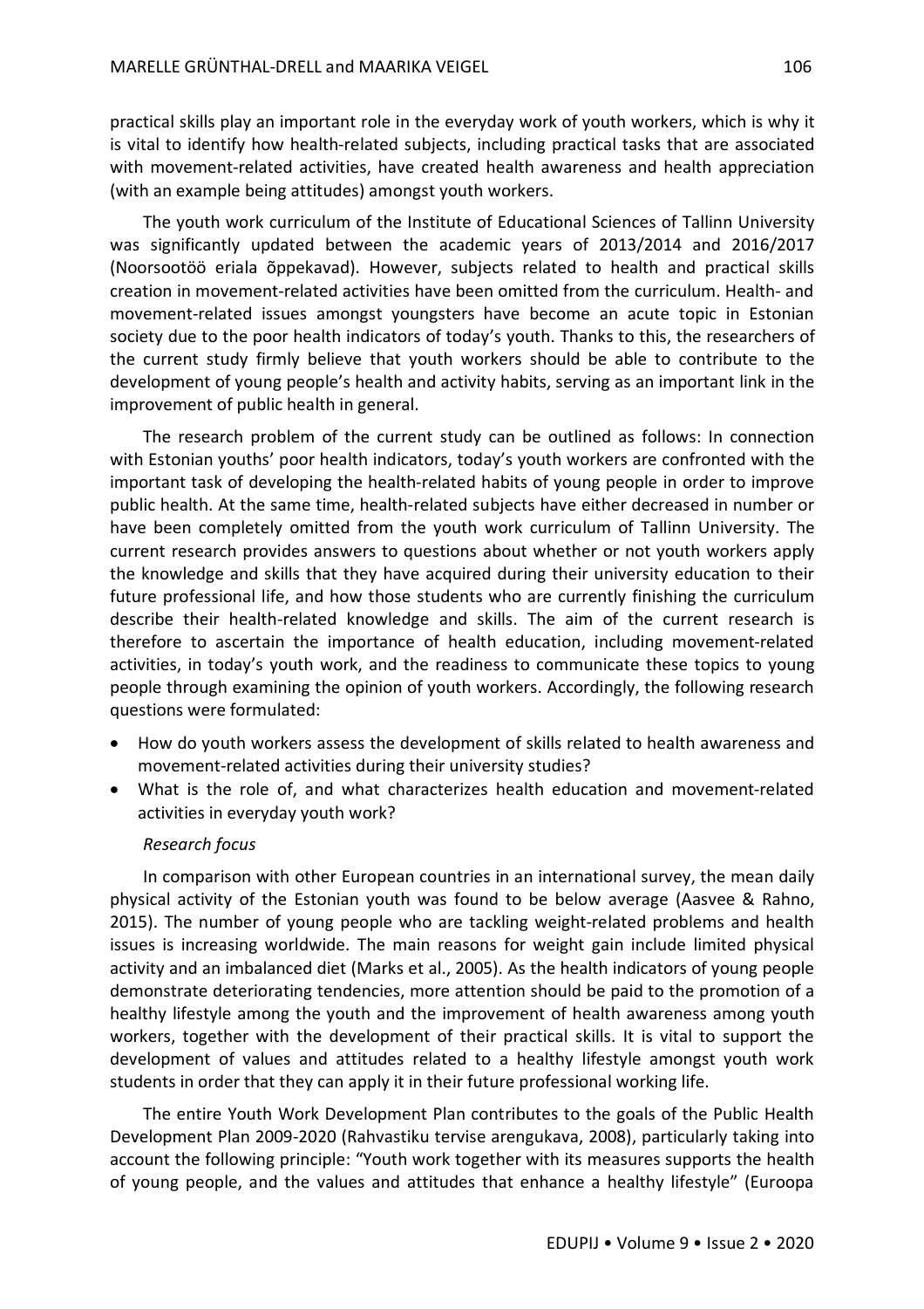practical skills play an important role in the everyday work of youth workers, which is why it is vital to identify how health-related subjects, including practical tasks that are associated with movement-related activities, have created health awareness and health appreciation (with an example being attitudes) amongst youth workers.

The youth work curriculum of the Institute of Educational Sciences of Tallinn University was significantly updated between the academic years of 2013/2014 and 2016/2017 (Noorsootöö eriala õppekavad). However, subjects related to health and practical skills creation in movement-related activities have been omitted from the curriculum. Health- and movement-related issues amongst youngsters have become an acute topic in Estonian society due to the poor health indicators of today's youth. Thanks to this, the researchers of the current study firmly believe that youth workers should be able to contribute to the development of young people's health and activity habits, serving as an important link in the improvement of public health in general.

The research problem of the current study can be outlined as follows: In connection with Estonian youths' poor health indicators, today's youth workers are confronted with the important task of developing the health-related habits of young people in order to improve public health. At the same time, health-related subjects have either decreased in number or have been completely omitted from the youth work curriculum of Tallinn University. The current research provides answers to questions about whether or not youth workers apply the knowledge and skills that they have acquired during their university education to their future professional life, and how those students who are currently finishing the curriculum describe their health-related knowledge and skills. The aim of the current research is therefore to ascertain the importance of health education, including movement-related activities, in today's youth work, and the readiness to communicate these topics to young people through examining the opinion of youth workers. Accordingly, the following research questions were formulated:

- How do youth workers assess the development of skills related to health awareness and movement-related activities during their university studies?
- What is the role of, and what characterizes health education and movement-related activities in everyday youth work?

*Research focus*

In comparison with other European countries in an international survey, the mean daily physical activity of the Estonian youth was found to be below average (Aasvee & Rahno, 2015). The number of young people who are tackling weight-related problems and health issues is increasing worldwide. The main reasons for weight gain include limited physical activity and an imbalanced diet (Marks et al., 2005). As the health indicators of young people demonstrate deteriorating tendencies, more attention should be paid to the promotion of a healthy lifestyle among the youth and the improvement of health awareness among youth workers, together with the development of their practical skills. It is vital to support the development of values and attitudes related to a healthy lifestyle amongst youth work students in order that they can apply it in their future professional working life.

The entire Youth Work Development Plan contributes to the goals of the Public Health Development Plan 2009-2020 (Rahvastiku tervise arengukava, 2008), particularly taking into account the following principle: "Youth work together with its measures supports the health of young people, and the values and attitudes that enhance a healthy lifestyle" (Euroopa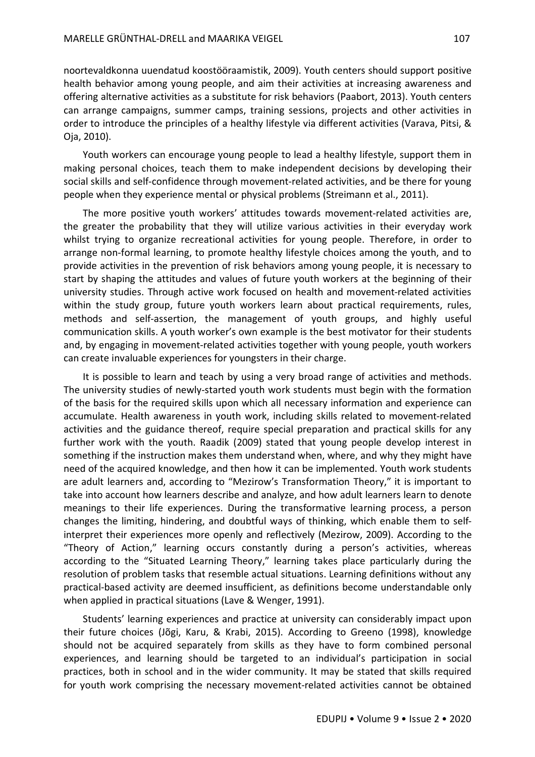noortevaldkonna uuendatud koostööraamistik, 2009). Youth centers should support positive health behavior among young people, and aim their activities at increasing awareness and offering alternative activities as a substitute for risk behaviors (Paabort, 2013). Youth centers can arrange campaigns, summer camps, training sessions, projects and other activities in order to introduce the principles of a healthy lifestyle via different activities (Varava, Pitsi, & Oja, 2010).

Youth workers can encourage young people to lead a healthy lifestyle, support them in making personal choices, teach them to make independent decisions by developing their social skills and self-confidence through movement-related activities, and be there for young people when they experience mental or physical problems (Streimann et al., 2011).

The more positive youth workers' attitudes towards movement-related activities are, the greater the probability that they will utilize various activities in their everyday work whilst trying to organize recreational activities for young people. Therefore, in order to arrange non-formal learning, to promote healthy lifestyle choices among the youth, and to provide activities in the prevention of risk behaviors among young people, it is necessary to start by shaping the attitudes and values of future youth workers at the beginning of their university studies. Through active work focused on health and movement-related activities within the study group, future youth workers learn about practical requirements, rules, methods and self-assertion, the management of youth groups, and highly useful communication skills. A youth worker's own example is the best motivator for their students and, by engaging in movement-related activities together with young people, youth workers can create invaluable experiences for youngsters in their charge.

It is possible to learn and teach by using a very broad range of activities and methods. The university studies of newly-started youth work students must begin with the formation of the basis for the required skills upon which all necessary information and experience can accumulate. Health awareness in youth work, including skills related to movement-related activities and the guidance thereof, require special preparation and practical skills for any further work with the youth. Raadik (2009) stated that young people develop interest in something if the instruction makes them understand when, where, and why they might have need of the acquired knowledge, and then how it can be implemented. Youth work students are adult learners and, according to "Mezirow's Transformation Theory," it is important to take into account how learners describe and analyze, and how adult learners learn to denote meanings to their life experiences. During the transformative learning process, a person changes the limiting, hindering, and doubtful ways of thinking, which enable them to self-interpret their experiences more openly and reflectively (Mezirow, 2009). According to the "Theory of Action," learning occurs constantly during a person's activities, whereas according to the "Situated Learning Theory," learning takes place particularly during the resolution of problem tasks that resemble actual situations. Learning definitions without any practical-based activity are deemed insufficient, as definitions become understandable only when applied in practical situations (Lave & Wenger, 1991).

Students' learning experiences and practice at university can considerably impact upon their future choices (Jõgi, Karu, & Krabi, 2015). According to Greeno (1998), knowledge should not be acquired separately from skills as they have to form combined personal experiences, and learning should be targeted to an individual's participation in social practices, both in school and in the wider community. It may be stated that skills required for youth work comprising the necessary movement-related activities cannot be obtained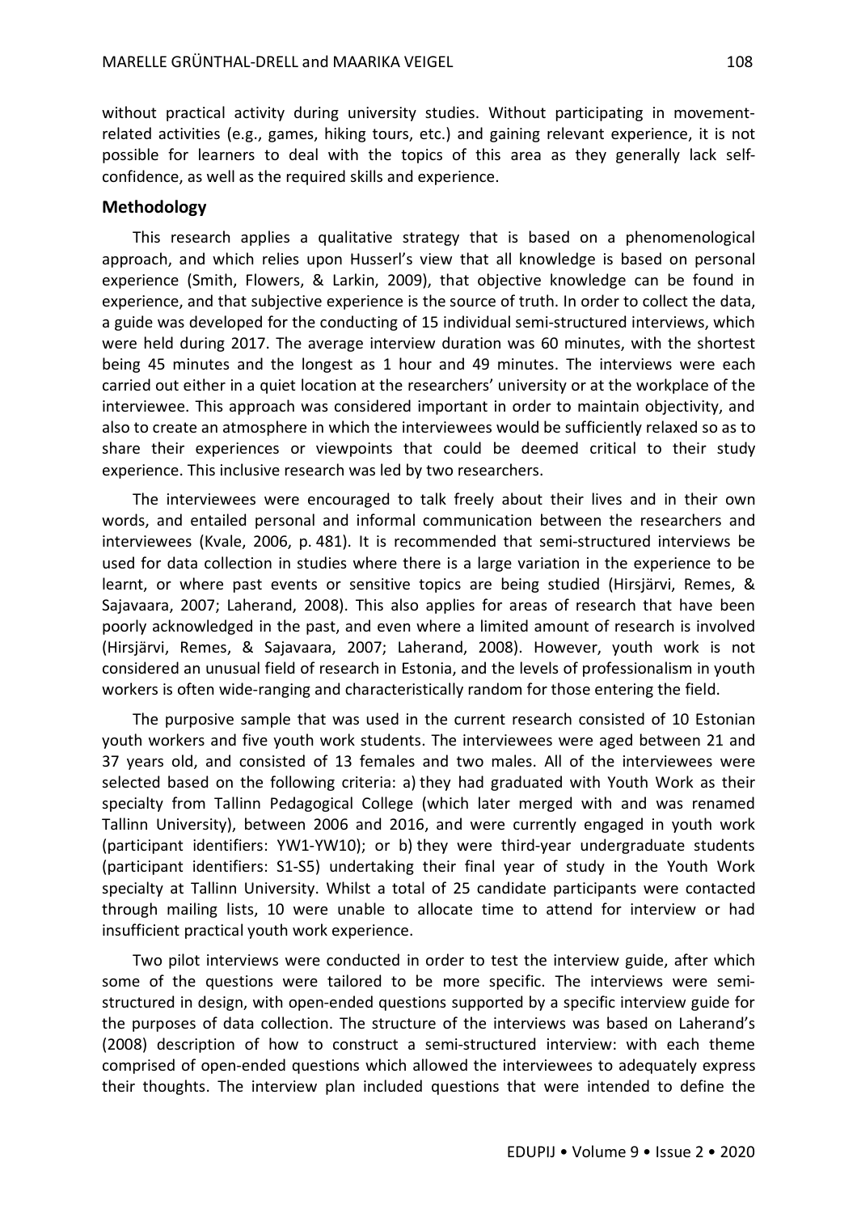without practical activity during university studies. Without participating in movement-related activities (e.g., games, hiking tours, etc.) and gaining relevant experience, it is not possible for learners to deal with the topics of this area as they generally lack self-confidence, as well as the required skills and experience.

## Methodology

This research applies a qualitative strategy that is based on a phenomenological approach, and which relies upon Husserl's view that all knowledge is based on personal experience (Smith, Flowers, & Larkin, 2009), that objective knowledge can be found in experience, and that subjective experience is the source of truth. In order to collect the data, a guide was developed for the conducting of 15 individual semi-structured interviews, which were held during 2017. The average interview duration was 60 minutes, with the shortest being 45 minutes and the longest as 1 hour and 49 minutes. The interviews were each carried out either in a quiet location at the researchers' university or at the workplace of the interviewee. This approach was considered important in order to maintain objectivity, and also to create an atmosphere in which the interviewees would be sufficiently relaxed so as to share their experiences or viewpoints that could be deemed critical to their study experience. This inclusive research was led by two researchers.

The interviewees were encouraged to talk freely about their lives and in their own words, and entailed personal and informal communication between the researchers and interviewees (Kvale, 2006, p. 481). It is recommended that semi-structured interviews be used for data collection in studies where there is a large variation in the experience to be learnt, or where past events or sensitive topics are being studied (Hirsjärvi, Remes, & Sajavaara, 2007; Laherand, 2008). This also applies for areas of research that have been poorly acknowledged in the past, and even where a limited amount of research is involved (Hirsjärvi, Remes, & Sajavaara, 2007; Laherand, 2008). However, youth work is not considered an unusual field of research in Estonia, and the levels of professionalism in youth workers is often wide-ranging and characteristically random for those entering the field.

The purposive sample that was used in the current research consisted of 10 Estonian youth workers and five youth work students. The interviewees were aged between 21 and 37 years old, and consisted of 13 females and two males. All of the interviewees were selected based on the following criteria: a) they had graduated with Youth Work as their specialty from Tallinn Pedagogical College (which later merged with and was renamed Tallinn University), between 2006 and 2016, and were currently engaged in youth work (participant identifiers: YW1-YW10); or b) they were third-year undergraduate students (participant identifiers: S1-S5) undertaking their final year of study in the Youth Work specialty at Tallinn University. Whilst a total of 25 candidate participants were contacted through mailing lists, 10 were unable to allocate time to attend for interview or had insufficient practical youth work experience.

Two pilot interviews were conducted in order to test the interview guide, after which some of the questions were tailored to be more specific. The interviews were semi-structured in design, with open-ended questions supported by a specific interview guide for the purposes of data collection. The structure of the interviews was based on Laherand's (2008) description of how to construct a semi-structured interview: with each theme comprised of open-ended questions which allowed the interviewees to adequately express their thoughts. The interview plan included questions that were intended to define the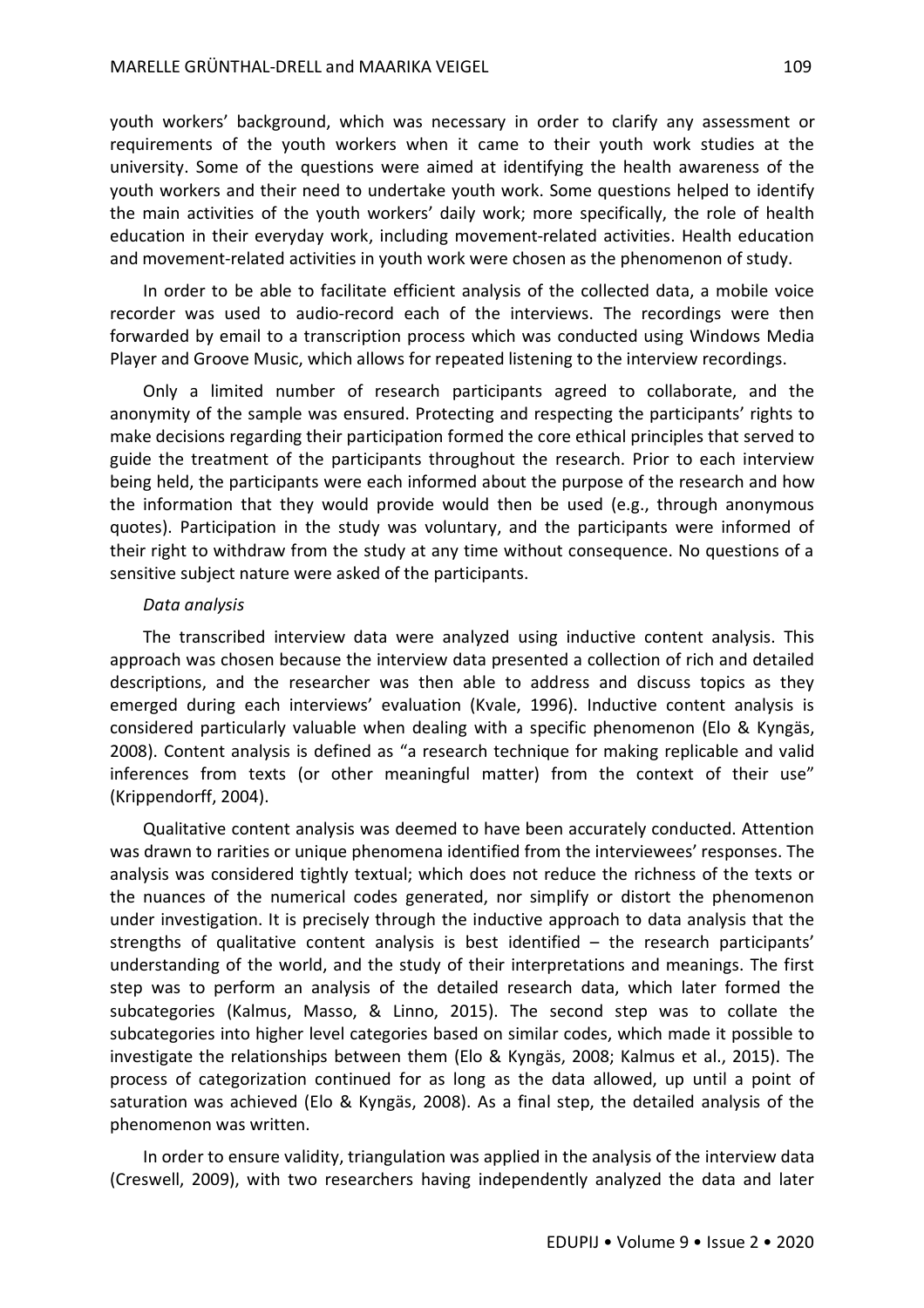youth workers' background, which was necessary in order to clarify any assessment or requirements of the youth workers when it came to their youth work studies at the university. Some of the questions were aimed at identifying the health awareness of the youth workers and their need to undertake youth work. Some questions helped to identify the main activities of the youth workers' daily work; more specifically, the role of health education in their everyday work, including movement-related activities. Health education and movement-related activities in youth work were chosen as the phenomenon of study.

In order to be able to facilitate efficient analysis of the collected data, a mobile voice recorder was used to audio-record each of the interviews. The recordings were then forwarded by email to a transcription process which was conducted using Windows Media Player and Groove Music, which allows for repeated listening to the interview recordings.

Only a limited number of research participants agreed to collaborate, and the anonymity of the sample was ensured. Protecting and respecting the participants' rights to make decisions regarding their participation formed the core ethical principles that served to guide the treatment of the participants throughout the research. Prior to each interview being held, the participants were each informed about the purpose of the research and how the information that they would provide would then be used (e.g., through anonymous quotes). Participation in the study was voluntary, and the participants were informed of their right to withdraw from the study at any time without consequence. No questions of a sensitive subject nature were asked of the participants.

*Data analysis*

The transcribed interview data were analyzed using inductive content analysis. This approach was chosen because the interview data presented a collection of rich and detailed descriptions, and the researcher was then able to address and discuss topics as they emerged during each interviews' evaluation (Kvale, 1996). Inductive content analysis is considered particularly valuable when dealing with a specific phenomenon (Elo & Kyngäs, 2008). Content analysis is defined as "a research technique for making replicable and valid inferences from texts (or other meaningful matter) from the context of their use" (Krippendorff, 2004).

Qualitative content analysis was deemed to have been accurately conducted. Attention was drawn to rarities or unique phenomena identified from the interviewees' responses. The analysis was considered tightly textual; which does not reduce the richness of the texts or the nuances of the numerical codes generated, nor simplify or distort the phenomenon under investigation. It is precisely through the inductive approach to data analysis that the strengths of qualitative content analysis is best identified – the research participants' understanding of the world, and the study of their interpretations and meanings. The first step was to perform an analysis of the detailed research data, which later formed the subcategories (Kalmus, Masso, & Linno, 2015). The second step was to collate the subcategories into higher level categories based on similar codes, which made it possible to investigate the relationships between them (Elo & Kyngäs, 2008; Kalmus et al., 2015). The process of categorization continued for as long as the data allowed, up until a point of saturation was achieved (Elo & Kyngäs, 2008). As a final step, the detailed analysis of the phenomenon was written.

In order to ensure validity, triangulation was applied in the analysis of the interview data (Creswell, 2009), with two researchers having independently analyzed the data and later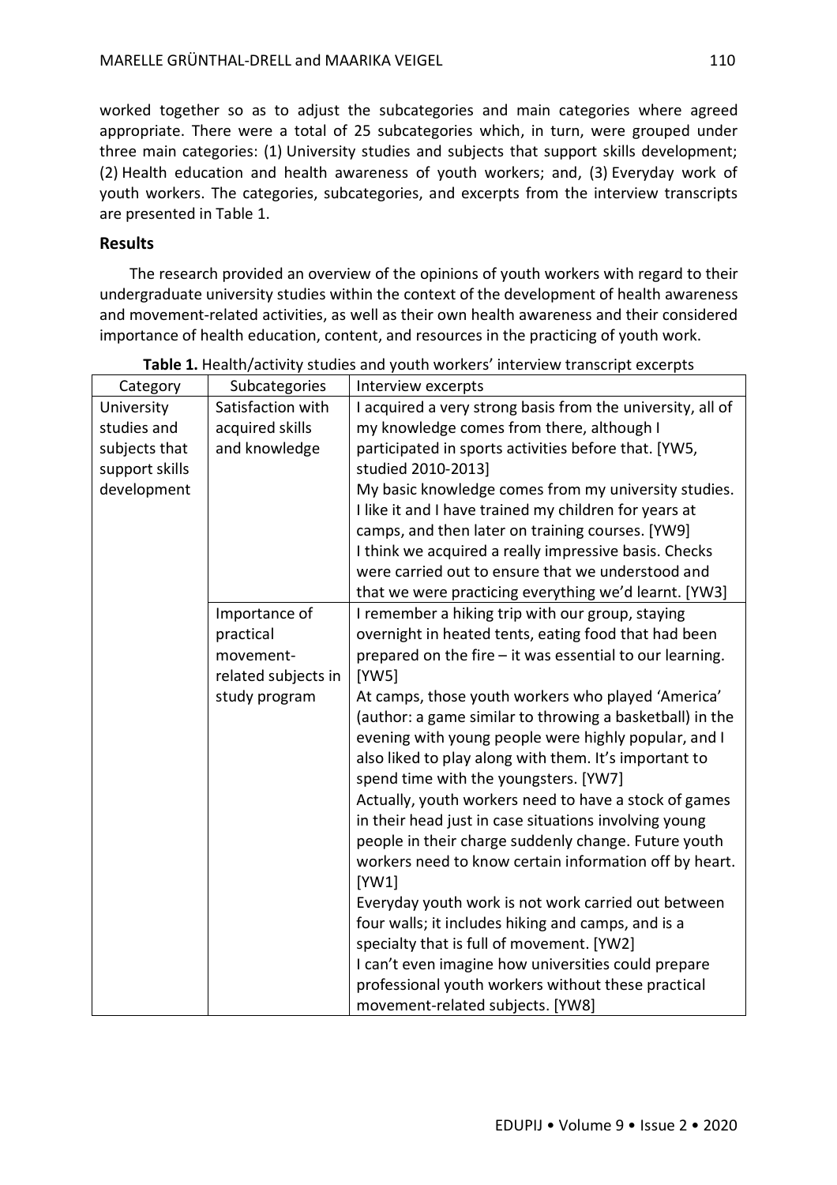worked together so as to adjust the subcategories and main categories where agreed appropriate. There were a total of 25 subcategories which, in turn, were grouped under three main categories: (1) University studies and subjects that support skills development; (2) Health education and health awareness of youth workers; and, (3) Everyday work of youth workers. The categories, subcategories, and excerpts from the interview transcripts are presented in Table 1.

## Results

The research provided an overview of the opinions of youth workers with regard to their undergraduate university studies within the context of the development of health awareness and movement-related activities, as well as their own health awareness and their considered importance of health education, content, and resources in the practicing of youth work.

**Table 1.** Health/activity studies and youth workers' interview transcript excerpts

| Category | Subcategories | Interview excerpts |
|---|---|---|
| University studies and subjects that support skills development | Satisfaction with acquired skills and knowledge | I acquired a very strong basis from the university, all of my knowledge comes from there, although I participated in sports activities before that. [YW5, studied 2010-2013] My basic knowledge comes from my university studies. I like it and I have trained my children for years at camps, and then later on training courses. [YW9] I think we acquired a really impressive basis. Checks were carried out to ensure that we understood and that we were practicing everything we'd learnt. [YW3] |
| | Importance of practical movement-related subjects in study program | I remember a hiking trip with our group, staying overnight in heated tents, eating food that had been prepared on the fire – it was essential to our learning. [YW5] At camps, those youth workers who played 'America' (author: a game similar to throwing a basketball) in the evening with young people were highly popular, and I also liked to play along with them. It's important to spend time with the youngsters. [YW7] Actually, youth workers need to have a stock of games in their head just in case situations involving young people in their charge suddenly change. Future youth workers need to know certain information off by heart. [YW1] Everyday youth work is not work carried out between four walls; it includes hiking and camps, and is a specialty that is full of movement. [YW2] I can't even imagine how universities could prepare professional youth workers without these practical movement-related subjects. [YW8] |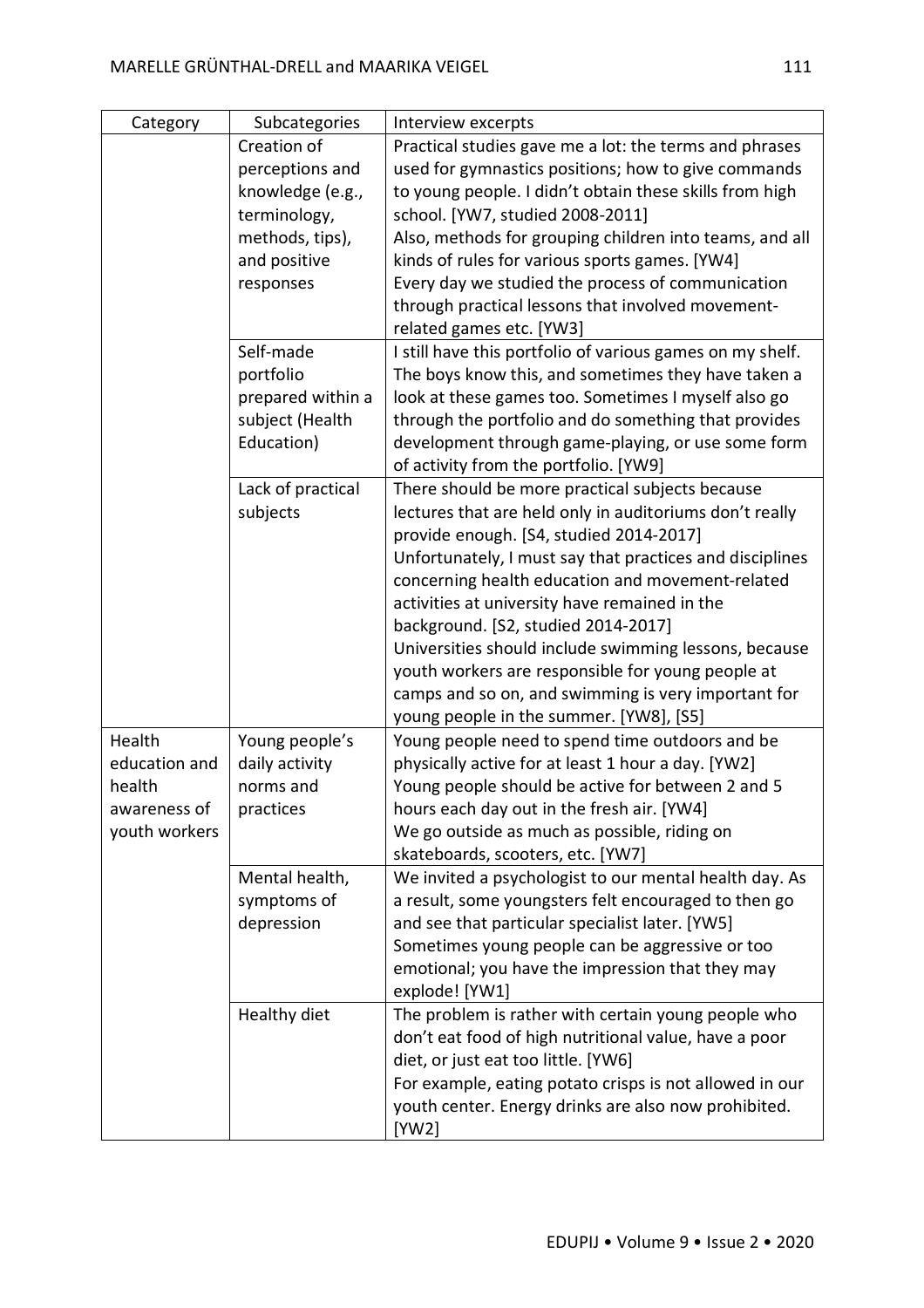| Category | Subcategories | Interview excerpts |
| --- | --- | --- |
| | Creation of perceptions and knowledge (e.g., terminology, methods, tips), and positive responses | Practical studies gave me a lot: the terms and phrases used for gymnastics positions; how to give commands to young people. I didn't obtain these skills from high school. [YW7, studied 2008-2011]<br>Also, methods for grouping children into teams, and all kinds of rules for various sports games. [YW4]<br>Every day we studied the process of communication through practical lessons that involved movement-related games etc. [YW3] |
| | Self-made portfolio prepared within a subject (Health Education) | I still have this portfolio of various games on my shelf. The boys know this, and sometimes they have taken a look at these games too. Sometimes I myself also go through the portfolio and do something that provides development through game-playing, or use some form of activity from the portfolio. [YW9] |
| | Lack of practical subjects | There should be more practical subjects because lectures that are held only in auditoriums don't really provide enough. [S4, studied 2014-2017]<br>Unfortunately, I must say that practices and disciplines concerning health education and movement-related activities at university have remained in the background. [S2, studied 2014-2017]<br>Universities should include swimming lessons, because youth workers are responsible for young people at camps and so on, and swimming is very important for young people in the summer. [YW8], [S5] |
| Health education and health awareness of youth workers | Young people's daily activity norms and practices | Young people need to spend time outdoors and be physically active for at least 1 hour a day. [YW2]<br>Young people should be active for between 2 and 5 hours each day out in the fresh air. [YW4]<br>We go outside as much as possible, riding on skateboards, scooters, etc. [YW7] |
| | Mental health, symptoms of depression | We invited a psychologist to our mental health day. As a result, some youngsters felt encouraged to then go and see that particular specialist later. [YW5]<br>Sometimes young people can be aggressive or too emotional; you have the impression that they may explode! [YW1] |
| | Healthy diet | The problem is rather with certain young people who don't eat food of high nutritional value, have a poor diet, or just eat too little. [YW6]<br>For example, eating potato crisps is not allowed in our youth center. Energy drinks are also now prohibited. [YW2] |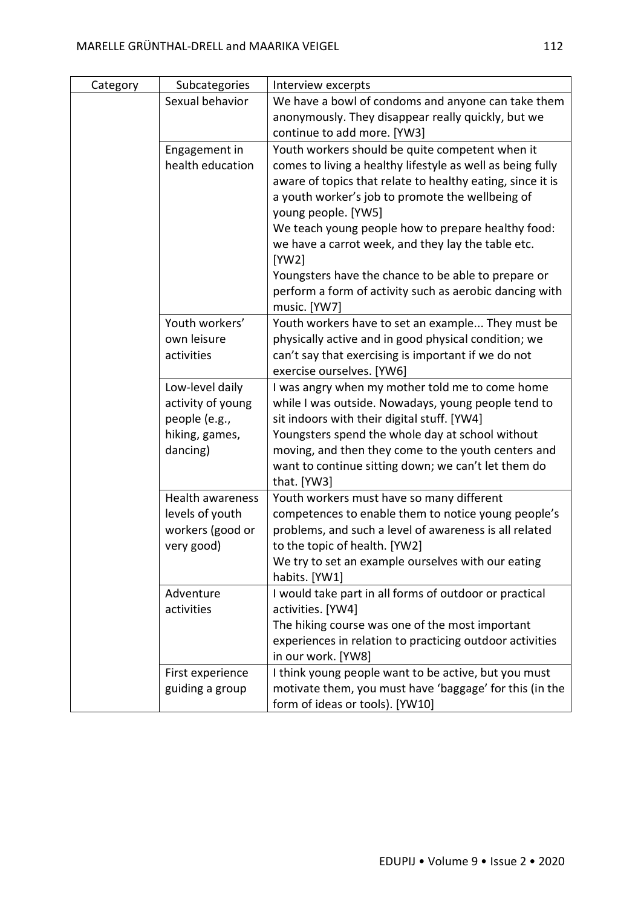| Category | Subcategories | Interview excerpts |
|---|---|---|
| | Sexual behavior | We have a bowl of condoms and anyone can take them anonymously. They disappear really quickly, but we continue to add more. [YW3] |
| | Engagement in health education | Youth workers should be quite competent when it comes to living a healthy lifestyle as well as being fully aware of topics that relate to healthy eating, since it is a youth worker's job to promote the wellbeing of young people. [YW5]<br>We teach young people how to prepare healthy food: we have a carrot week, and they lay the table etc. [YW2]<br>Youngsters have the chance to be able to prepare or perform a form of activity such as aerobic dancing with music. [YW7] |
| | Youth workers' own leisure activities | Youth workers have to set an example... They must be physically active and in good physical condition; we can't say that exercising is important if we do not exercise ourselves. [YW6] |
| | Low-level daily activity of young people (e.g., hiking, games, dancing) | I was angry when my mother told me to come home while I was outside. Nowadays, young people tend to sit indoors with their digital stuff. [YW4]<br>Youngsters spend the whole day at school without moving, and then they come to the youth centers and want to continue sitting down; we can't let them do that. [YW3] |
| | Health awareness levels of youth workers (good or very good) | Youth workers must have so many different competences to enable them to notice young people's problems, and such a level of awareness is all related to the topic of health. [YW2]<br>We try to set an example ourselves with our eating habits. [YW1] |
| | Adventure activities | I would take part in all forms of outdoor or practical activities. [YW4]<br>The hiking course was one of the most important experiences in relation to practicing outdoor activities in our work. [YW8] |
| | First experience guiding a group | I think young people want to be active, but you must motivate them, you must have 'baggage' for this (in the form of ideas or tools). [YW10] |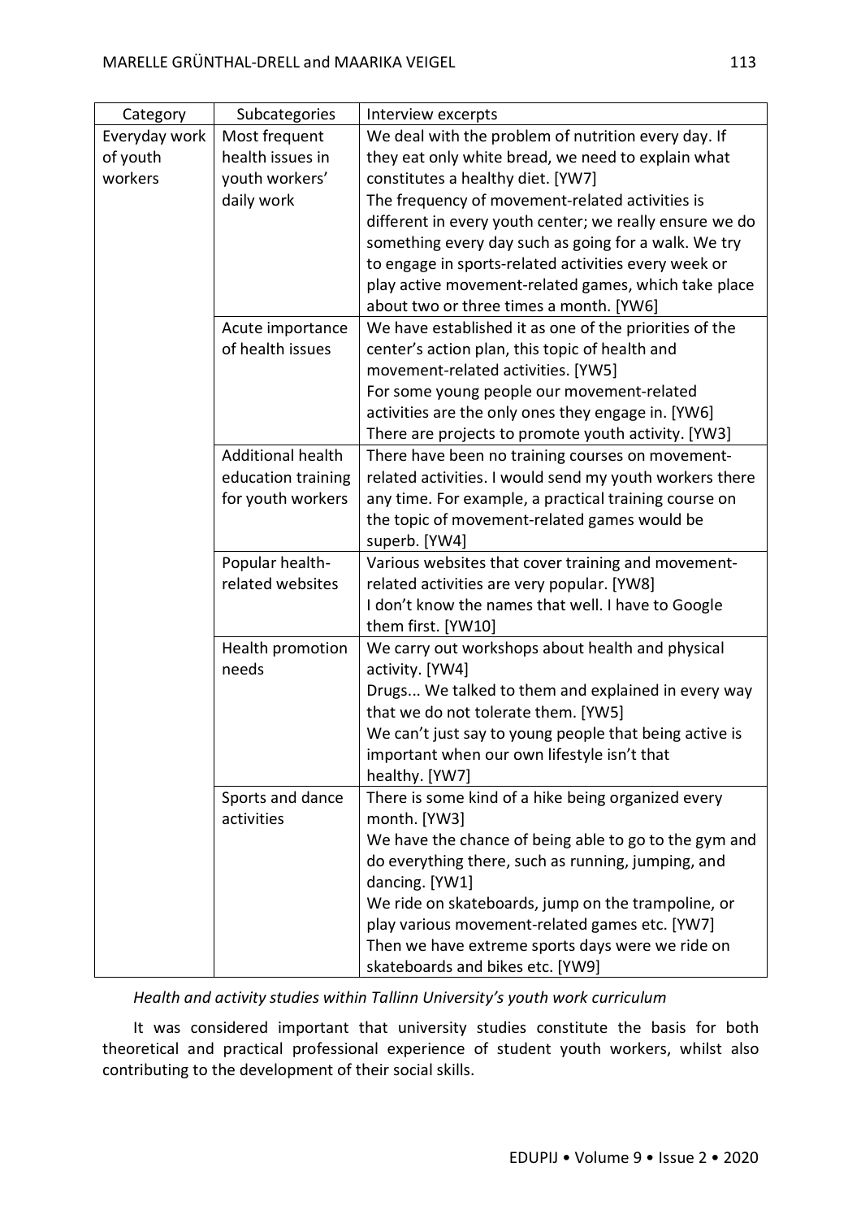| Category | Subcategories | Interview excerpts |
|---|---|---|
| Everyday work of youth workers | Most frequent health issues in youth workers' daily work | We deal with the problem of nutrition every day. If they eat only white bread, we need to explain what constitutes a healthy diet. [YW7]<br>The frequency of movement-related activities is different in every youth center; we really ensure we do something every day such as going for a walk. We try to engage in sports-related activities every week or play active movement-related games, which take place about two or three times a month. [YW6] |
| | Acute importance of health issues | We have established it as one of the priorities of the center's action plan, this topic of health and movement-related activities. [YW5]<br>For some young people our movement-related activities are the only ones they engage in. [YW6]<br>There are projects to promote youth activity. [YW3] |
| | Additional health education training for youth workers | There have been no training courses on movement-related activities. I would send my youth workers there any time. For example, a practical training course on the topic of movement-related games would be superb. [YW4] |
| | Popular health-related websites | Various websites that cover training and movement-related activities are very popular. [YW8]<br>I don't know the names that well. I have to Google them first. [YW10] |
| | Health promotion needs | We carry out workshops about health and physical activity. [YW4]<br>Drugs... We talked to them and explained in every way that we do not tolerate them. [YW5]<br>We can't just say to young people that being active is important when our own lifestyle isn't that healthy. [YW7] |
| | Sports and dance activities | There is some kind of a hike being organized every month. [YW3]<br>We have the chance of being able to go to the gym and do everything there, such as running, jumping, and dancing. [YW1]<br>We ride on skateboards, jump on the trampoline, or play various movement-related games etc. [YW7]<br>Then we have extreme sports days were we ride on skateboards and bikes etc. [YW9] |

*Health and activity studies within Tallinn University's youth work curriculum*

It was considered important that university studies constitute the basis for both theoretical and practical professional experience of student youth workers, whilst also contributing to the development of their social skills.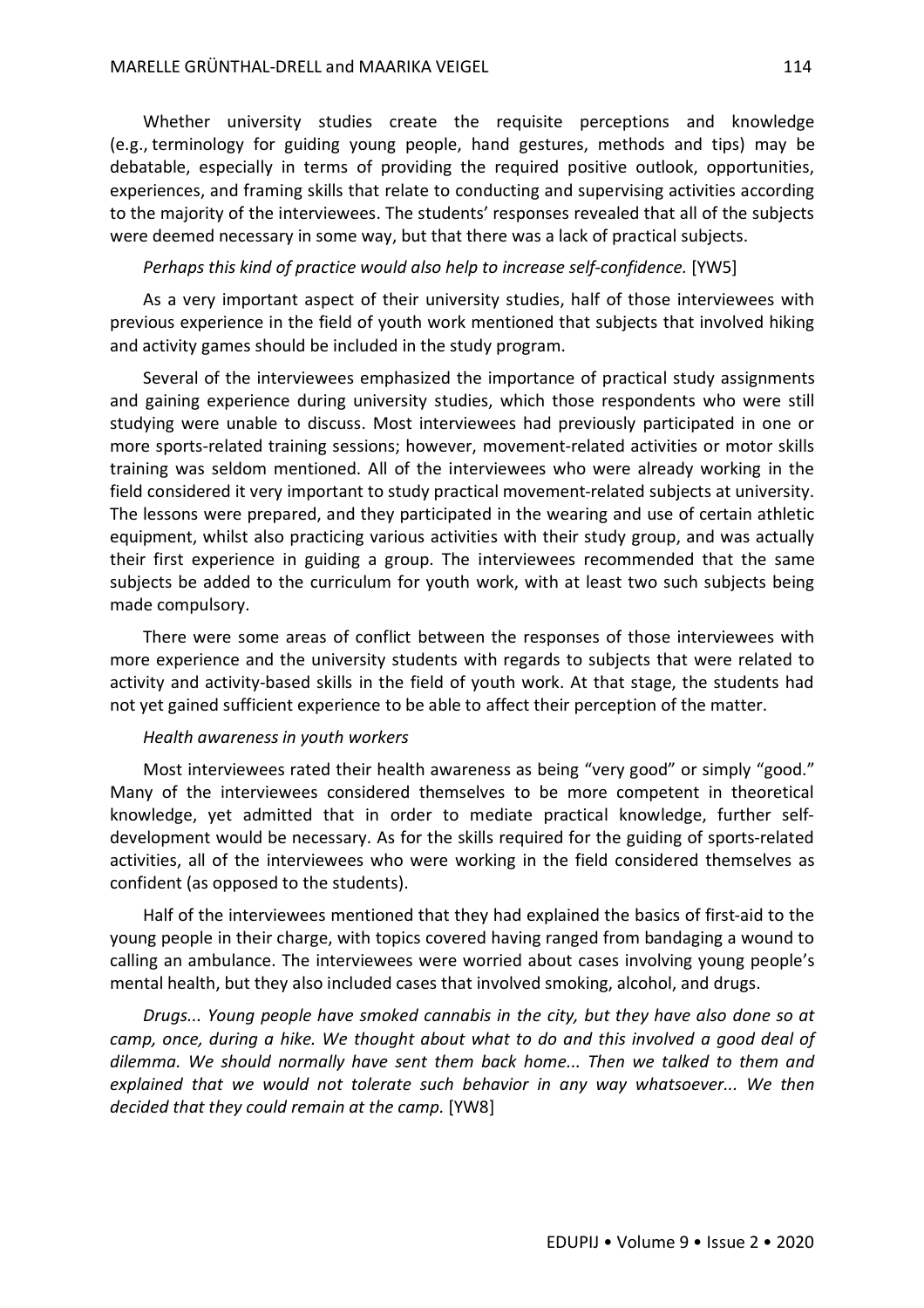Whether university studies create the requisite perceptions and knowledge (e.g., terminology for guiding young people, hand gestures, methods and tips) may be debatable, especially in terms of providing the required positive outlook, opportunities, experiences, and framing skills that relate to conducting and supervising activities according to the majority of the interviewees. The students' responses revealed that all of the subjects were deemed necessary in some way, but that there was a lack of practical subjects.

*Perhaps this kind of practice would also help to increase self-confidence.* [YW5]

As a very important aspect of their university studies, half of those interviewees with previous experience in the field of youth work mentioned that subjects that involved hiking and activity games should be included in the study program.

Several of the interviewees emphasized the importance of practical study assignments and gaining experience during university studies, which those respondents who were still studying were unable to discuss. Most interviewees had previously participated in one or more sports-related training sessions; however, movement-related activities or motor skills training was seldom mentioned. All of the interviewees who were already working in the field considered it very important to study practical movement-related subjects at university. The lessons were prepared, and they participated in the wearing and use of certain athletic equipment, whilst also practicing various activities with their study group, and was actually their first experience in guiding a group. The interviewees recommended that the same subjects be added to the curriculum for youth work, with at least two such subjects being made compulsory.

There were some areas of conflict between the responses of those interviewees with more experience and the university students with regards to subjects that were related to activity and activity-based skills in the field of youth work. At that stage, the students had not yet gained sufficient experience to be able to affect their perception of the matter.

*Health awareness in youth workers*

Most interviewees rated their health awareness as being "very good" or simply "good." Many of the interviewees considered themselves to be more competent in theoretical knowledge, yet admitted that in order to mediate practical knowledge, further self-development would be necessary. As for the skills required for the guiding of sports-related activities, all of the interviewees who were working in the field considered themselves as confident (as opposed to the students).

Half of the interviewees mentioned that they had explained the basics of first-aid to the young people in their charge, with topics covered having ranged from bandaging a wound to calling an ambulance. The interviewees were worried about cases involving young people's mental health, but they also included cases that involved smoking, alcohol, and drugs.

*Drugs... Young people have smoked cannabis in the city, but they have also done so at camp, once, during a hike. We thought about what to do and this involved a good deal of dilemma. We should normally have sent them back home... Then we talked to them and explained that we would not tolerate such behavior in any way whatsoever... We then decided that they could remain at the camp.* [YW8]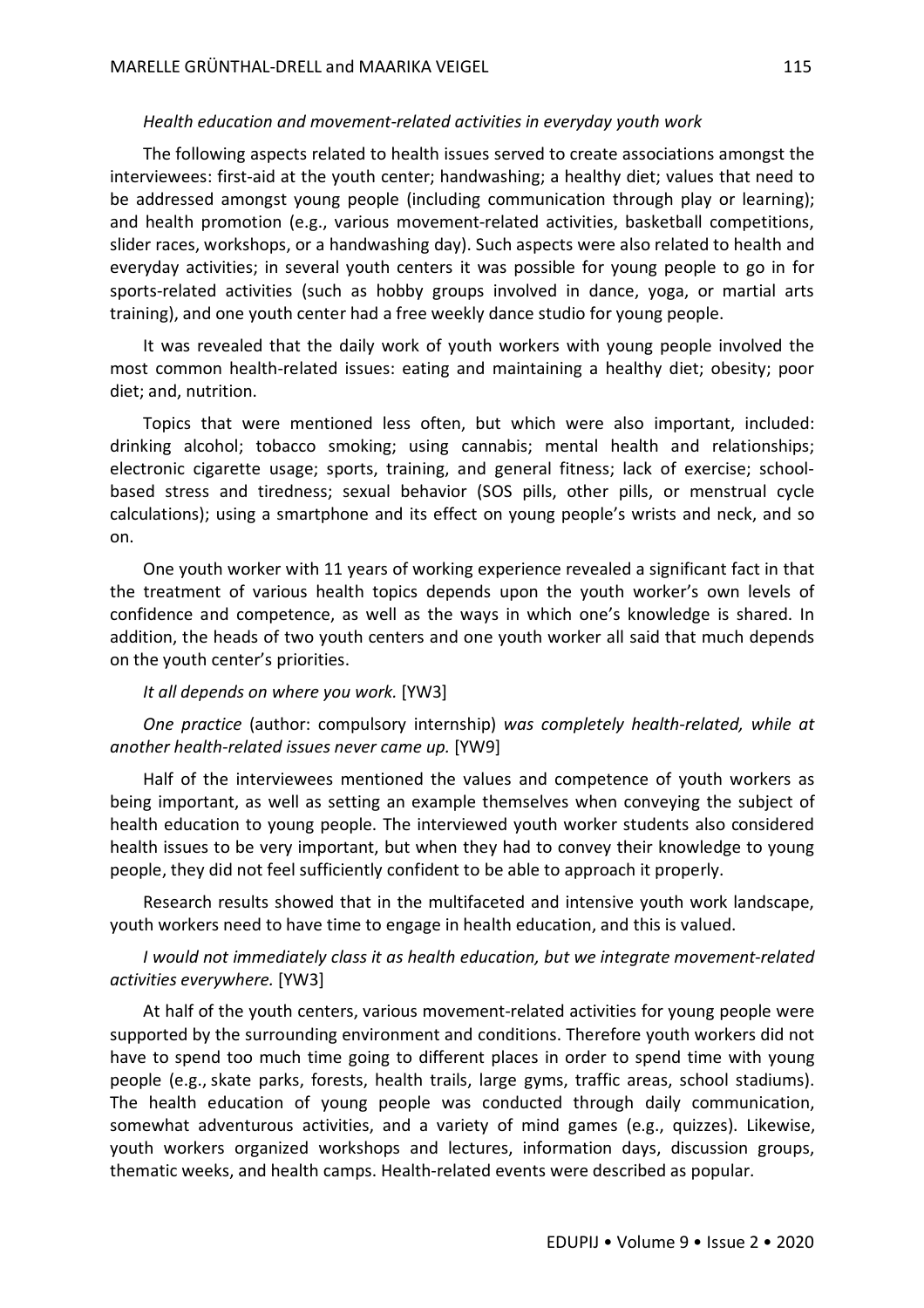*Health education and movement-related activities in everyday youth work*

The following aspects related to health issues served to create associations amongst the interviewees: first-aid at the youth center; handwashing; a healthy diet; values that need to be addressed amongst young people (including communication through play or learning); and health promotion (e.g., various movement-related activities, basketball competitions, slider races, workshops, or a handwashing day). Such aspects were also related to health and everyday activities; in several youth centers it was possible for young people to go in for sports-related activities (such as hobby groups involved in dance, yoga, or martial arts training), and one youth center had a free weekly dance studio for young people.

It was revealed that the daily work of youth workers with young people involved the most common health-related issues: eating and maintaining a healthy diet; obesity; poor diet; and, nutrition.

Topics that were mentioned less often, but which were also important, included: drinking alcohol; tobacco smoking; using cannabis; mental health and relationships; electronic cigarette usage; sports, training, and general fitness; lack of exercise; school-based stress and tiredness; sexual behavior (SOS pills, other pills, or menstrual cycle calculations); using a smartphone and its effect on young people's wrists and neck, and so on.

One youth worker with 11 years of working experience revealed a significant fact in that the treatment of various health topics depends upon the youth worker's own levels of confidence and competence, as well as the ways in which one's knowledge is shared. In addition, the heads of two youth centers and one youth worker all said that much depends on the youth center's priorities.

*It all depends on where you work.* [YW3]

*One practice* (author: compulsory internship) *was completely health-related, while at another health-related issues never came up.* [YW9]

Half of the interviewees mentioned the values and competence of youth workers as being important, as well as setting an example themselves when conveying the subject of health education to young people. The interviewed youth worker students also considered health issues to be very important, but when they had to convey their knowledge to young people, they did not feel sufficiently confident to be able to approach it properly.

Research results showed that in the multifaceted and intensive youth work landscape, youth workers need to have time to engage in health education, and this is valued.

*I would not immediately class it as health education, but we integrate movement-related activities everywhere.* [YW3]

At half of the youth centers, various movement-related activities for young people were supported by the surrounding environment and conditions. Therefore youth workers did not have to spend too much time going to different places in order to spend time with young people (e.g., skate parks, forests, health trails, large gyms, traffic areas, school stadiums). The health education of young people was conducted through daily communication, somewhat adventurous activities, and a variety of mind games (e.g., quizzes). Likewise, youth workers organized workshops and lectures, information days, discussion groups, thematic weeks, and health camps. Health-related events were described as popular.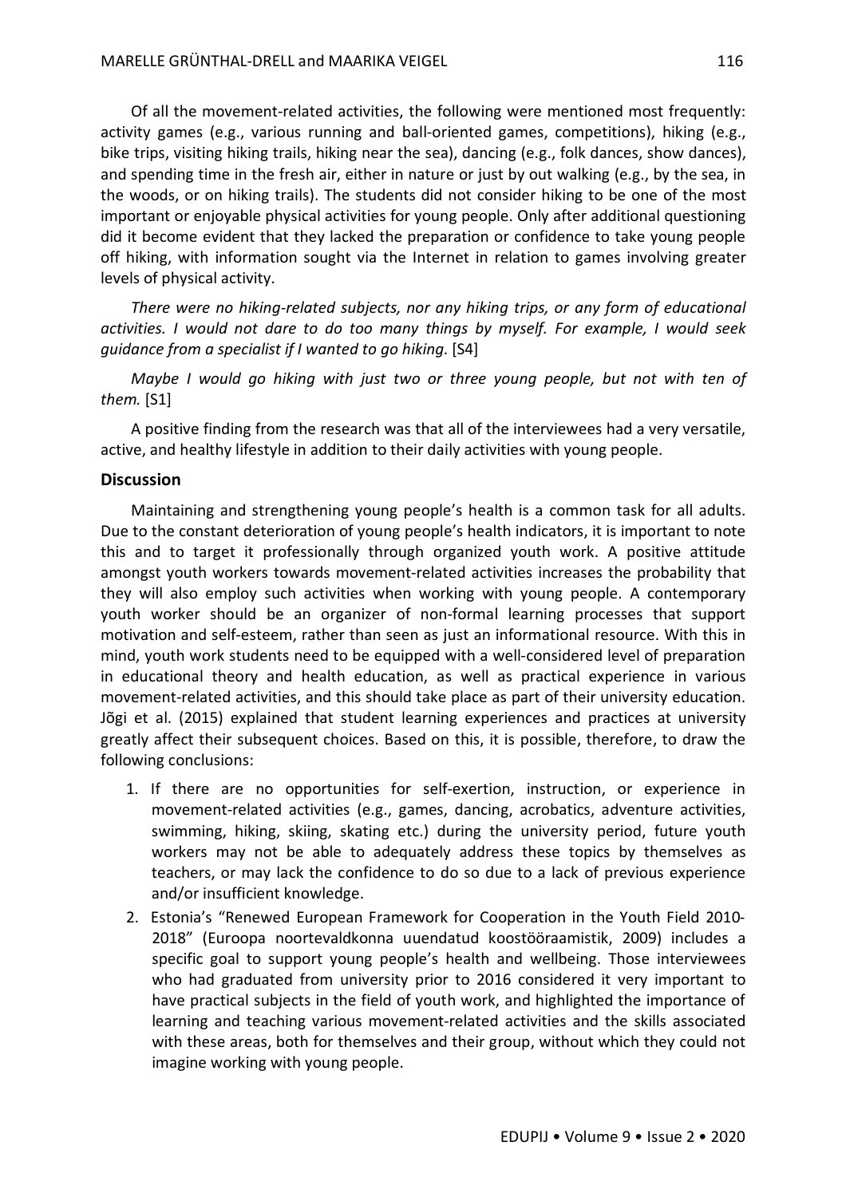Of all the movement-related activities, the following were mentioned most frequently: activity games (e.g., various running and ball-oriented games, competitions), hiking (e.g., bike trips, visiting hiking trails, hiking near the sea), dancing (e.g., folk dances, show dances), and spending time in the fresh air, either in nature or just by out walking (e.g., by the sea, in the woods, or on hiking trails). The students did not consider hiking to be one of the most important or enjoyable physical activities for young people. Only after additional questioning did it become evident that they lacked the preparation or confidence to take young people off hiking, with information sought via the Internet in relation to games involving greater levels of physical activity.

*There were no hiking-related subjects, nor any hiking trips, or any form of educational activities. I would not dare to do too many things by myself. For example, I would seek guidance from a specialist if I wanted to go hiking.* [S4]

*Maybe I would go hiking with just two or three young people, but not with ten of them.* [S1]

A positive finding from the research was that all of the interviewees had a very versatile, active, and healthy lifestyle in addition to their daily activities with young people.

## Discussion

Maintaining and strengthening young people's health is a common task for all adults. Due to the constant deterioration of young people's health indicators, it is important to note this and to target it professionally through organized youth work. A positive attitude amongst youth workers towards movement-related activities increases the probability that they will also employ such activities when working with young people. A contemporary youth worker should be an organizer of non-formal learning processes that support motivation and self-esteem, rather than seen as just an informational resource. With this in mind, youth work students need to be equipped with a well-considered level of preparation in educational theory and health education, as well as practical experience in various movement-related activities, and this should take place as part of their university education. Jõgi et al. (2015) explained that student learning experiences and practices at university greatly affect their subsequent choices. Based on this, it is possible, therefore, to draw the following conclusions:

1. If there are no opportunities for self-exertion, instruction, or experience in movement-related activities (e.g., games, dancing, acrobatics, adventure activities, swimming, hiking, skiing, skating etc.) during the university period, future youth workers may not be able to adequately address these topics by themselves as teachers, or may lack the confidence to do so due to a lack of previous experience and/or insufficient knowledge.
2. Estonia's "Renewed European Framework for Cooperation in the Youth Field 2010-2018" (Euroopa noortevaldkonna uuendatud koostööraamistik, 2009) includes a specific goal to support young people's health and wellbeing. Those interviewees who had graduated from university prior to 2016 considered it very important to have practical subjects in the field of youth work, and highlighted the importance of learning and teaching various movement-related activities and the skills associated with these areas, both for themselves and their group, without which they could not imagine working with young people.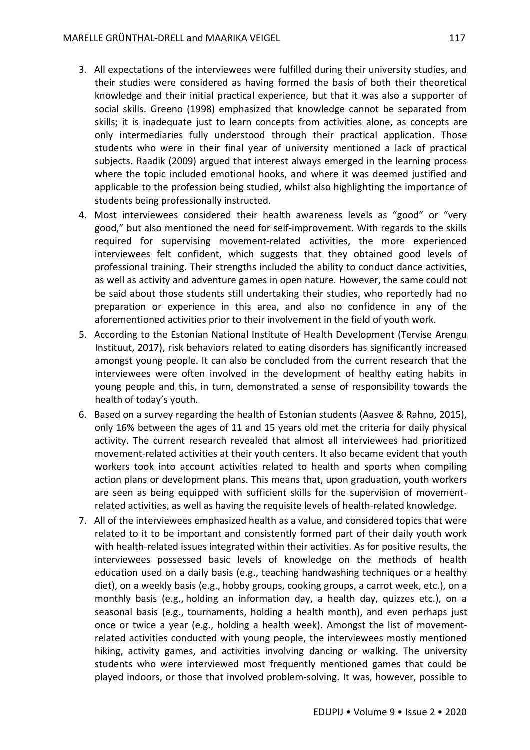3. All expectations of the interviewees were fulfilled during their university studies, and their studies were considered as having formed the basis of both their theoretical knowledge and their initial practical experience, but that it was also a supporter of social skills. Greeno (1998) emphasized that knowledge cannot be separated from skills; it is inadequate just to learn concepts from activities alone, as concepts are only intermediaries fully understood through their practical application. Those students who were in their final year of university mentioned a lack of practical subjects. Raadik (2009) argued that interest always emerged in the learning process where the topic included emotional hooks, and where it was deemed justified and applicable to the profession being studied, whilst also highlighting the importance of students being professionally instructed.
4. Most interviewees considered their health awareness levels as "good" or "very good," but also mentioned the need for self-improvement. With regards to the skills required for supervising movement-related activities, the more experienced interviewees felt confident, which suggests that they obtained good levels of professional training. Their strengths included the ability to conduct dance activities, as well as activity and adventure games in open nature. However, the same could not be said about those students still undertaking their studies, who reportedly had no preparation or experience in this area, and also no confidence in any of the aforementioned activities prior to their involvement in the field of youth work.
5. According to the Estonian National Institute of Health Development (Tervise Arengu Instituut, 2017), risk behaviors related to eating disorders has significantly increased amongst young people. It can also be concluded from the current research that the interviewees were often involved in the development of healthy eating habits in young people and this, in turn, demonstrated a sense of responsibility towards the health of today's youth.
6. Based on a survey regarding the health of Estonian students (Aasvee & Rahno, 2015), only 16% between the ages of 11 and 15 years old met the criteria for daily physical activity. The current research revealed that almost all interviewees had prioritized movement-related activities at their youth centers. It also became evident that youth workers took into account activities related to health and sports when compiling action plans or development plans. This means that, upon graduation, youth workers are seen as being equipped with sufficient skills for the supervision of movement-related activities, as well as having the requisite levels of health-related knowledge.
7. All of the interviewees emphasized health as a value, and considered topics that were related to it to be important and consistently formed part of their daily youth work with health-related issues integrated within their activities. As for positive results, the interviewees possessed basic levels of knowledge on the methods of health education used on a daily basis (e.g., teaching handwashing techniques or a healthy diet), on a weekly basis (e.g., hobby groups, cooking groups, a carrot week, etc.), on a monthly basis (e.g., holding an information day, a health day, quizzes etc.), on a seasonal basis (e.g., tournaments, holding a health month), and even perhaps just once or twice a year (e.g., holding a health week). Amongst the list of movement-related activities conducted with young people, the interviewees mostly mentioned hiking, activity games, and activities involving dancing or walking. The university students who were interviewed most frequently mentioned games that could be played indoors, or those that involved problem-solving. It was, however, possible to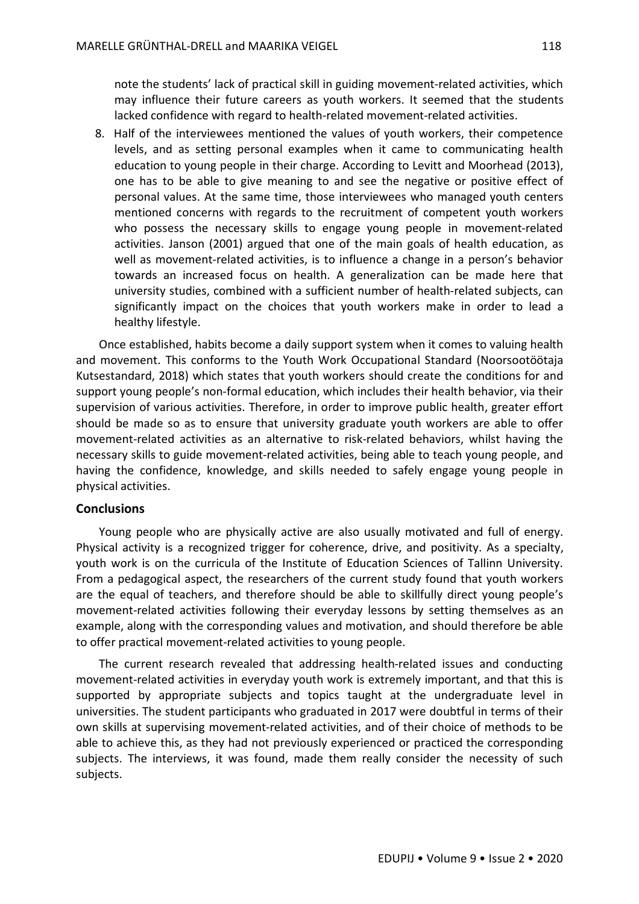note the students' lack of practical skill in guiding movement-related activities, which may influence their future careers as youth workers. It seemed that the students lacked confidence with regard to health-related movement-related activities.

8. Half of the interviewees mentioned the values of youth workers, their competence levels, and as setting personal examples when it came to communicating health education to young people in their charge. According to Levitt and Moorhead (2013), one has to be able to give meaning to and see the negative or positive effect of personal values. At the same time, those interviewees who managed youth centers mentioned concerns with regards to the recruitment of competent youth workers who possess the necessary skills to engage young people in movement-related activities. Janson (2001) argued that one of the main goals of health education, as well as movement-related activities, is to influence a change in a person's behavior towards an increased focus on health. A generalization can be made here that university studies, combined with a sufficient number of health-related subjects, can significantly impact on the choices that youth workers make in order to lead a healthy lifestyle.

Once established, habits become a daily support system when it comes to valuing health and movement. This conforms to the Youth Work Occupational Standard (Noorsootöötaja Kutsestandard, 2018) which states that youth workers should create the conditions for and support young people's non-formal education, which includes their health behavior, via their supervision of various activities. Therefore, in order to improve public health, greater effort should be made so as to ensure that university graduate youth workers are able to offer movement-related activities as an alternative to risk-related behaviors, whilst having the necessary skills to guide movement-related activities, being able to teach young people, and having the confidence, knowledge, and skills needed to safely engage young people in physical activities.

## Conclusions

Young people who are physically active are also usually motivated and full of energy. Physical activity is a recognized trigger for coherence, drive, and positivity. As a specialty, youth work is on the curricula of the Institute of Education Sciences of Tallinn University. From a pedagogical aspect, the researchers of the current study found that youth workers are the equal of teachers, and therefore should be able to skillfully direct young people's movement-related activities following their everyday lessons by setting themselves as an example, along with the corresponding values and motivation, and should therefore be able to offer practical movement-related activities to young people.

The current research revealed that addressing health-related issues and conducting movement-related activities in everyday youth work is extremely important, and that this is supported by appropriate subjects and topics taught at the undergraduate level in universities. The student participants who graduated in 2017 were doubtful in terms of their own skills at supervising movement-related activities, and of their choice of methods to be able to achieve this, as they had not previously experienced or practiced the corresponding subjects. The interviews, it was found, made them really consider the necessity of such subjects.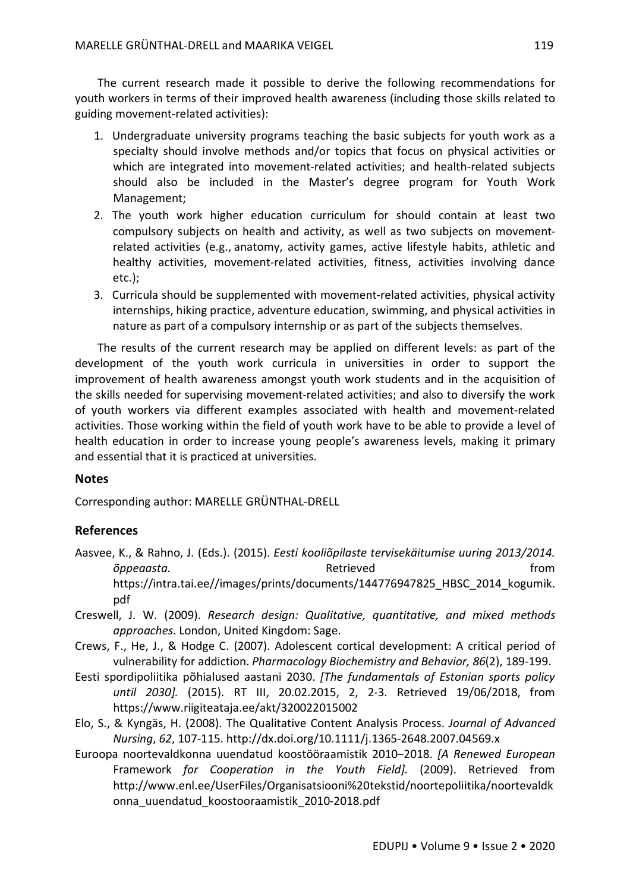The current research made it possible to derive the following recommendations for youth workers in terms of their improved health awareness (including those skills related to guiding movement-related activities):

1. Undergraduate university programs teaching the basic subjects for youth work as a specialty should involve methods and/or topics that focus on physical activities or which are integrated into movement-related activities; and health-related subjects should also be included in the Master's degree program for Youth Work Management;
2. The youth work higher education curriculum for should contain at least two compulsory subjects on health and activity, as well as two subjects on movement-related activities (e.g., anatomy, activity games, active lifestyle habits, athletic and healthy activities, movement-related activities, fitness, activities involving dance etc.);
3. Curricula should be supplemented with movement-related activities, physical activity internships, hiking practice, adventure education, swimming, and physical activities in nature as part of a compulsory internship or as part of the subjects themselves.

The results of the current research may be applied on different levels: as part of the development of the youth work curricula in universities in order to support the improvement of health awareness amongst youth work students and in the acquisition of the skills needed for supervising movement-related activities; and also to diversify the work of youth workers via different examples associated with health and movement-related activities. Those working within the field of youth work have to be able to provide a level of health education in order to increase young people's awareness levels, making it primary and essential that it is practiced at universities.

## Notes

Corresponding author: MARELLE GRÜNTHAL-DRELL

## References

Aasvee, K., & Rahno, J. (Eds.). (2015). *Eesti kooliõpilaste tervisekäitumise uuring 2013/2014. õppeaasta*. Retrieved from https://intra.tai.ee//images/prints/documents/144776947825_HBSC_2014_kogumik.pdf

Creswell, J. W. (2009). *Research design: Qualitative, quantitative, and mixed methods approaches*. London, United Kingdom: Sage.

Crews, F., He, J., & Hodge C. (2007). Adolescent cortical development: A critical period of vulnerability for addiction. *Pharmacology Biochemistry and Behavior, 86*(2), 189-199.

Eesti spordipoliitika põhialused aastani 2030. *[The fundamentals of Estonian sports policy until 2030].* (2015). RT III, 20.02.2015, 2, 2-3. Retrieved 19/06/2018, from https://www.riigiteataja.ee/akt/320022015002

Elo, S., & Kyngäs, H. (2008). The Qualitative Content Analysis Process. *Journal of Advanced Nursing*, *62*, 107-115. http://dx.doi.org/10.1111/j.1365-2648.2007.04569.x

Euroopa noortevaldkonna uuendatud koostööraamistik 2010–2018. *[A Renewed European* Framework *for Cooperation in the Youth Field].* (2009). Retrieved from http://www.enl.ee/UserFiles/Organisatsiooni%20tekstid/noortepoliitika/noortevaldkonna_uuendatud_koostooraamistik_2010-2018.pdf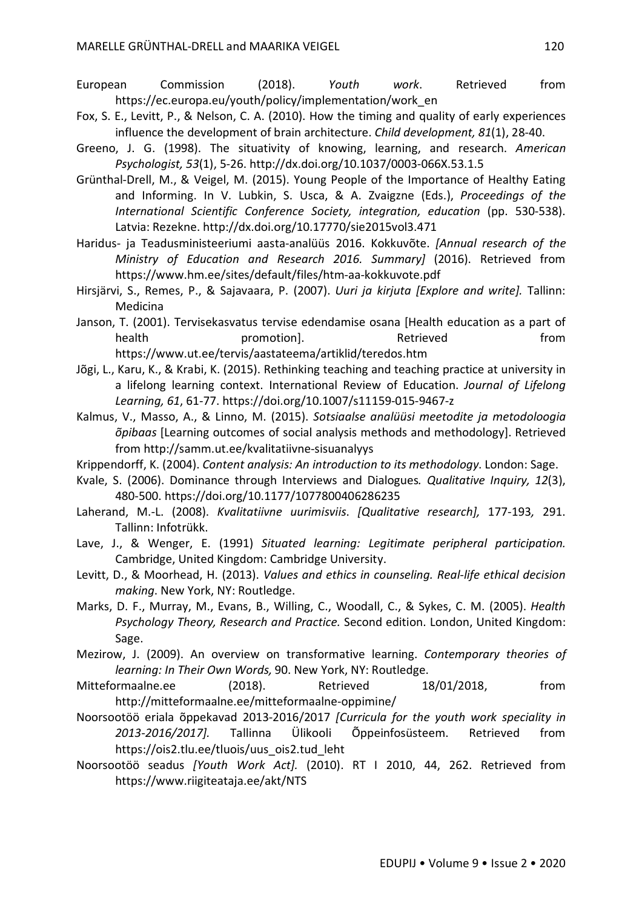European Commission (2018). *Youth work*. Retrieved from https://ec.europa.eu/youth/policy/implementation/work_en

Fox, S. E., Levitt, P., & Nelson, C. A. (2010). How the timing and quality of early experiences influence the development of brain architecture. *Child development, 81*(1), 28-40.

Greeno, J. G. (1998). The situativity of knowing, learning, and research. *American Psychologist, 53*(1), 5-26. http://dx.doi.org/10.1037/0003-066X.53.1.5

Grünthal-Drell, M., & Veigel, M. (2015). Young People of the Importance of Healthy Eating and Informing. In V. Lubkin, S. Usca, & A. Zvaigzne (Eds.), *Proceedings of the International Scientific Conference Society, integration, education* (pp. 530-538). Latvia: Rezekne. http://dx.doi.org/10.17770/sie2015vol3.471

Haridus- ja Teadusministeeriumi aasta-analüüs 2016. Kokkuvõte. *[Annual research of the Ministry of Education and Research 2016. Summary]* (2016). Retrieved from https://www.hm.ee/sites/default/files/htm-aa-kokkuvote.pdf

Hirsjärvi, S., Remes, P., & Sajavaara, P. (2007). *Uuri ja kirjuta [Explore and write].* Tallinn: Medicina

Janson, T. (2001). Tervisekasvatus tervise edendamise osana [Health education as a part of health promotion]. Retrieved from https://www.ut.ee/tervis/aastateema/artiklid/teredos.htm

Jõgi, L., Karu, K., & Krabi, K. (2015). Rethinking teaching and teaching practice at university in a lifelong learning context. International Review of Education. *Journal of Lifelong Learning, 61*, 61-77. https://doi.org/10.1007/s11159-015-9467-z

Kalmus, V., Masso, A., & Linno, M. (2015). *Sotsiaalse analüüsi meetodite ja metodoloogia õpibaas* [Learning outcomes of social analysis methods and methodology]. Retrieved from http://samm.ut.ee/kvalitatiivne-sisuanalyys

Krippendorff, K. (2004). *Content analysis: An introduction to its methodology*. London: Sage.

Kvale, S. (2006). Dominance through Interviews and Dialogues*. Qualitative Inquiry, 12*(3), 480-500. https://doi.org/10.1177/1077800406286235

Laherand, M.-L. (2008). *Kvalitatiivne uurimisviis*. *[Qualitative research],* 177-193*,* 291. Tallinn: Infotrükk.

Lave, J., & Wenger, E. (1991) *Situated learning: Legitimate peripheral participation.* Cambridge, United Kingdom: Cambridge University.

Levitt, D., & Moorhead, H. (2013). *Values and ethics in counseling. Real-life ethical decision making*. New York, NY: Routledge.

Marks, D. F., Murray, M., Evans, B., Willing, C., Woodall, C., & Sykes, C. M. (2005). *Health Psychology Theory, Research and Practice.* Second edition. London, United Kingdom: Sage.

Mezirow, J. (2009). An overview on transformative learning. *Contemporary theories of learning: In Their Own Words,* 90. New York, NY: Routledge.

Mitteformaalne.ee (2018). Retrieved 18/01/2018, from http://mitteformaalne.ee/mitteformaalne-oppimine/

Noorsootöö eriala õppekavad 2013-2016/2017 *[Curricula for the youth work speciality in 2013-2016/2017].* Tallinna Ülikooli Õppeinfosüsteem. Retrieved from https://ois2.tlu.ee/tluois/uus_ois2.tud_leht

Noorsootöö seadus *[Youth Work Act].* (2010). RT I 2010, 44, 262. Retrieved from https://www.riigiteataja.ee/akt/NTS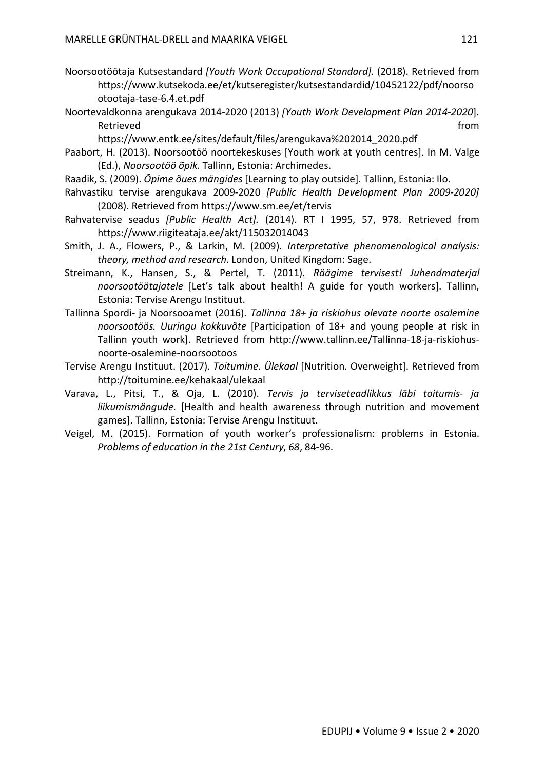Noorsootöötaja Kutsestandard *[Youth Work Occupational Standard].* (2018). Retrieved from https://www.kutsekoda.ee/et/kutseregister/kutsestandardid/10452122/pdf/noorsootootaja-tase-6.4.et.pdf

Noortevaldkonna arengukava 2014-2020 (2013) *[Youth Work Development Plan 2014-2020*]. Retrieved from https://www.entk.ee/sites/default/files/arengukava%202014_2020.pdf

Paabort, H. (2013). Noorsootöö noortekeskuses [Youth work at youth centres]. In M. Valge (Ed.), *Noorsootöö õpik.* Tallinn, Estonia: Archimedes.

Raadik, S. (2009). *Õpime õues mängides* [Learning to play outside]. Tallinn, Estonia: Ilo.

Rahvastiku tervise arengukava 2009-2020 *[Public Health Development Plan 2009-2020]* (2008). Retrieved from https://www.sm.ee/et/tervis

Rahvatervise seadus *[Public Health Act].* (2014). RT I 1995, 57, 978. Retrieved from https://www.riigiteataja.ee/akt/115032014043

Smith, J. A., Flowers, P., & Larkin, M. (2009). *Interpretative phenomenological analysis: theory, method and research*. London, United Kingdom: Sage.

Streimann, K., Hansen, S., & Pertel, T. (2011). *Räägime tervisest! Juhendmaterjal noorsootöötajatele* [Let's talk about health! A guide for youth workers]. Tallinn, Estonia: Tervise Arengu Instituut.

Tallinna Spordi- ja Noorsooamet (2016). *Tallinna 18+ ja riskiohus olevate noorte osalemine noorsootöös. Uuringu kokkuvõte* [Participation of 18+ and young people at risk in Tallinn youth work]. Retrieved from http://www.tallinn.ee/Tallinna-18-ja-riskiohus-noorte-osalemine-noorsootoos

Tervise Arengu Instituut. (2017). *Toitumine. Ülekaal* [Nutrition. Overweight]. Retrieved from http://toitumine.ee/kehakaal/ulekaal

Varava, L., Pitsi, T., & Oja, L. (2010). *Tervis ja terviseteadlikkus läbi toitumis- ja liikumismängude.* [Health and health awareness through nutrition and movement games]. Tallinn, Estonia: Tervise Arengu Instituut.

Veigel, M. (2015). Formation of youth worker's professionalism: problems in Estonia. *Problems of education in the 21st Century*, *68*, 84-96.